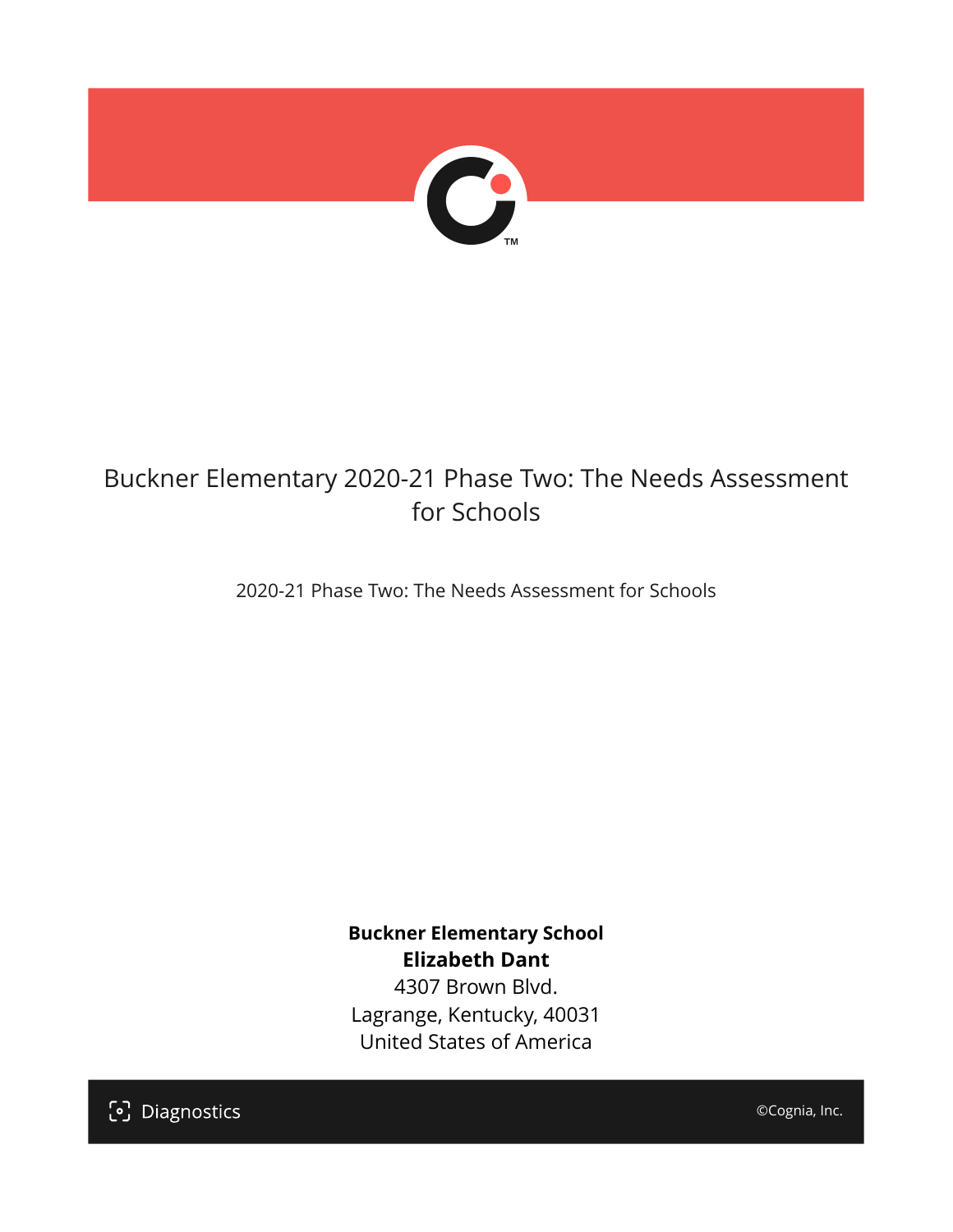# Buckner Elementary 2020-21 Phase Two: The Needs Assessment for Schools

2020-21 Phase Two: The Needs Assessment for Schools

**Buckner Elementary School**
**Elizabeth Dant**
4307 Brown Blvd.
Lagrange, Kentucky, 40031
United States of America

Diagnostics

©Cognia, Inc.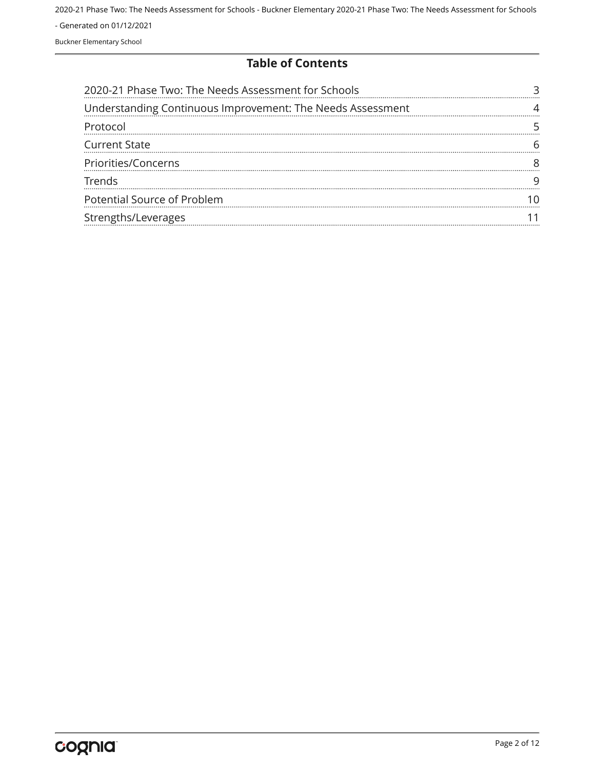# Table of Contents

| | |
|---|---|
| 2020-21 Phase Two: The Needs Assessment for Schools | 3 |
| Understanding Continuous Improvement: The Needs Assessment | 4 |
| Protocol | 5 |
| Current State | 6 |
| Priorities/Concerns | 8 |
| Trends | 9 |
| Potential Source of Problem | 10 |
| Strengths/Leverages | 11 |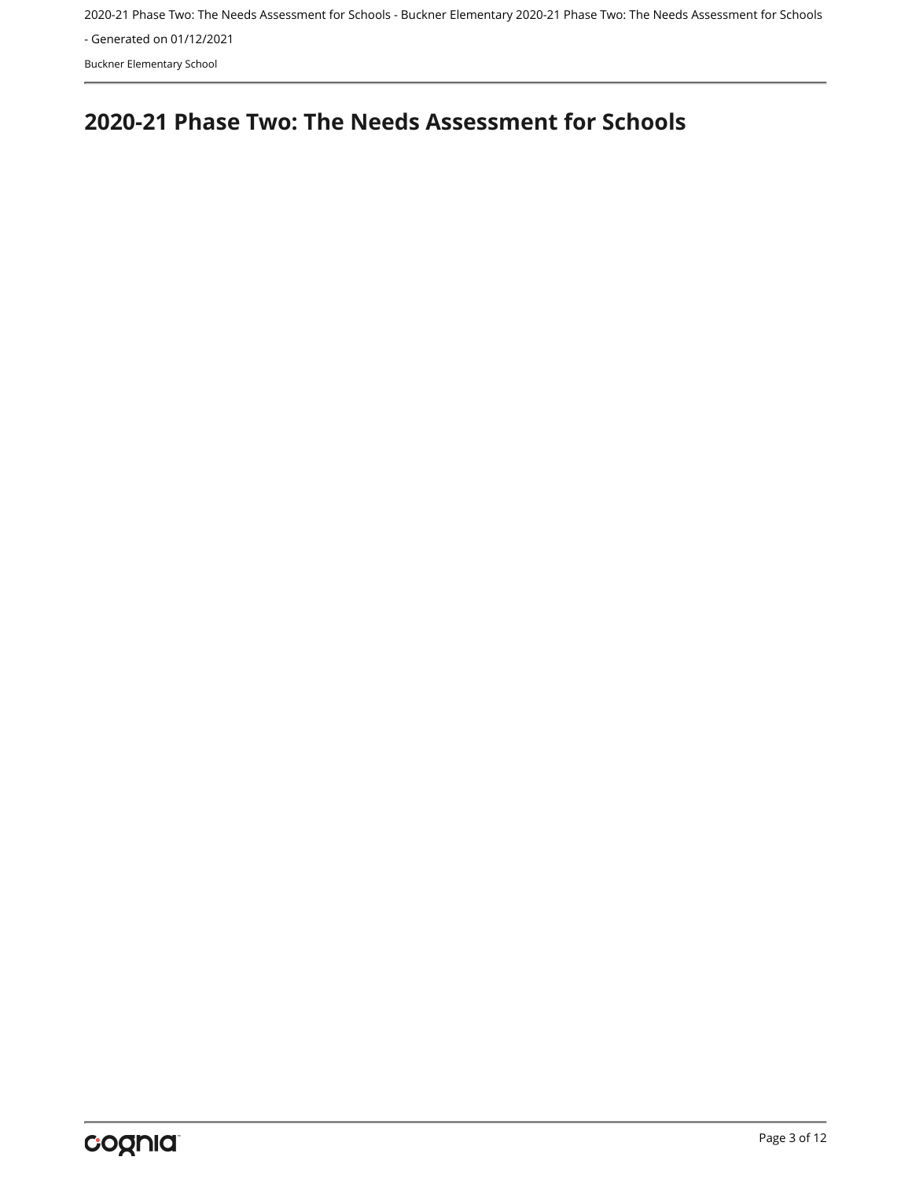# 2020-21 Phase Two: The Needs Assessment for Schools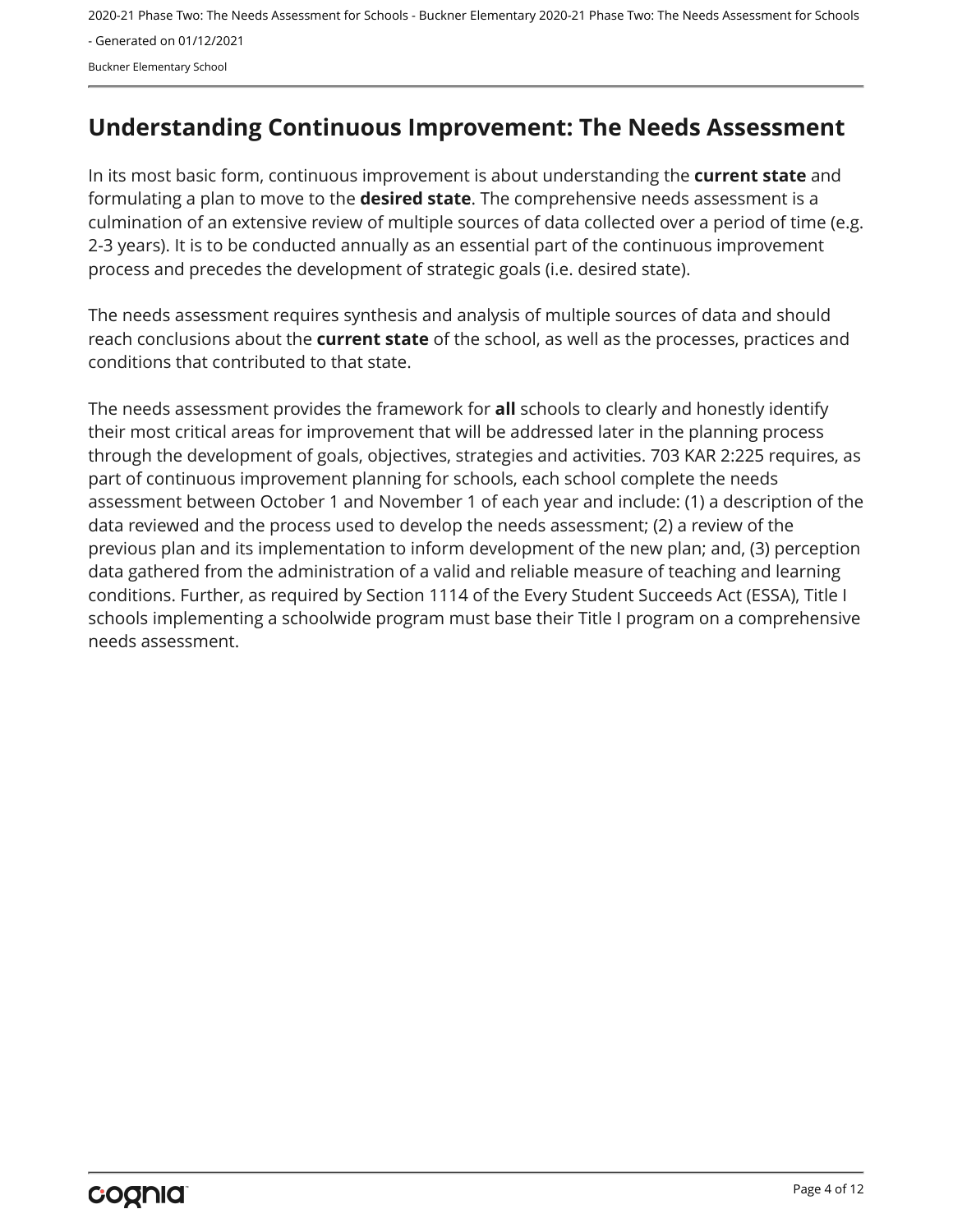# Understanding Continuous Improvement: The Needs Assessment

In its most basic form, continuous improvement is about understanding the **current state** and formulating a plan to move to the **desired state**. The comprehensive needs assessment is a culmination of an extensive review of multiple sources of data collected over a period of time (e.g. 2-3 years). It is to be conducted annually as an essential part of the continuous improvement process and precedes the development of strategic goals (i.e. desired state).

The needs assessment requires synthesis and analysis of multiple sources of data and should reach conclusions about the **current state** of the school, as well as the processes, practices and conditions that contributed to that state.

The needs assessment provides the framework for **all** schools to clearly and honestly identify their most critical areas for improvement that will be addressed later in the planning process through the development of goals, objectives, strategies and activities. 703 KAR 2:225 requires, as part of continuous improvement planning for schools, each school complete the needs assessment between October 1 and November 1 of each year and include: (1) a description of the data reviewed and the process used to develop the needs assessment; (2) a review of the previous plan and its implementation to inform development of the new plan; and, (3) perception data gathered from the administration of a valid and reliable measure of teaching and learning conditions. Further, as required by Section 1114 of the Every Student Succeeds Act (ESSA), Title I schools implementing a schoolwide program must base their Title I program on a comprehensive needs assessment.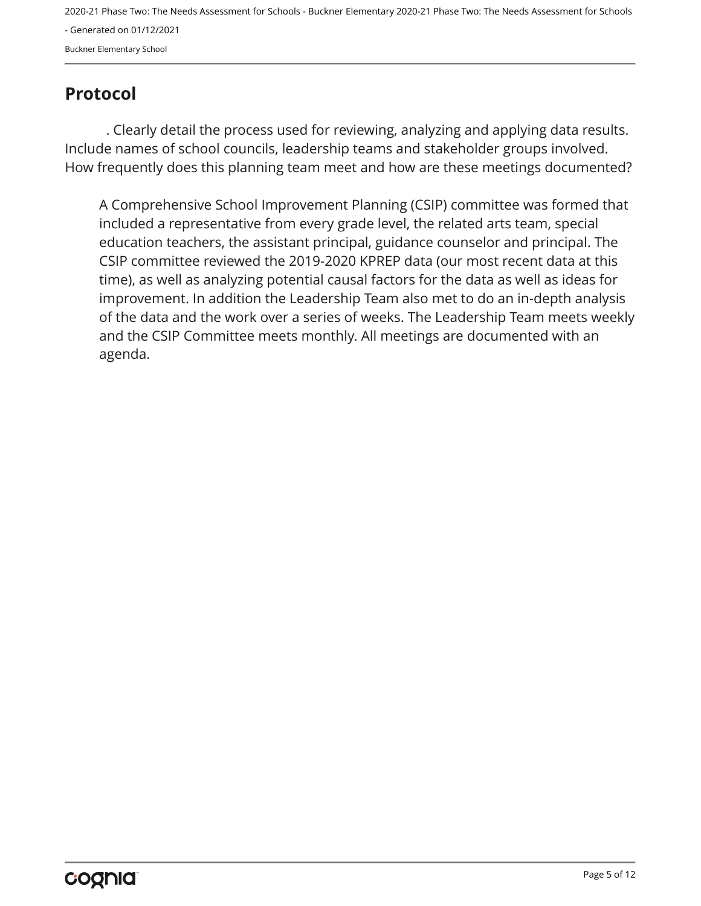## Protocol

. Clearly detail the process used for reviewing, analyzing and applying data results. Include names of school councils, leadership teams and stakeholder groups involved. How frequently does this planning team meet and how are these meetings documented?

A Comprehensive School Improvement Planning (CSIP) committee was formed that included a representative from every grade level, the related arts team, special education teachers, the assistant principal, guidance counselor and principal. The CSIP committee reviewed the 2019-2020 KPREP data (our most recent data at this time), as well as analyzing potential causal factors for the data as well as ideas for improvement. In addition the Leadership Team also met to do an in-depth analysis of the data and the work over a series of weeks. The Leadership Team meets weekly and the CSIP Committee meets monthly. All meetings are documented with an agenda.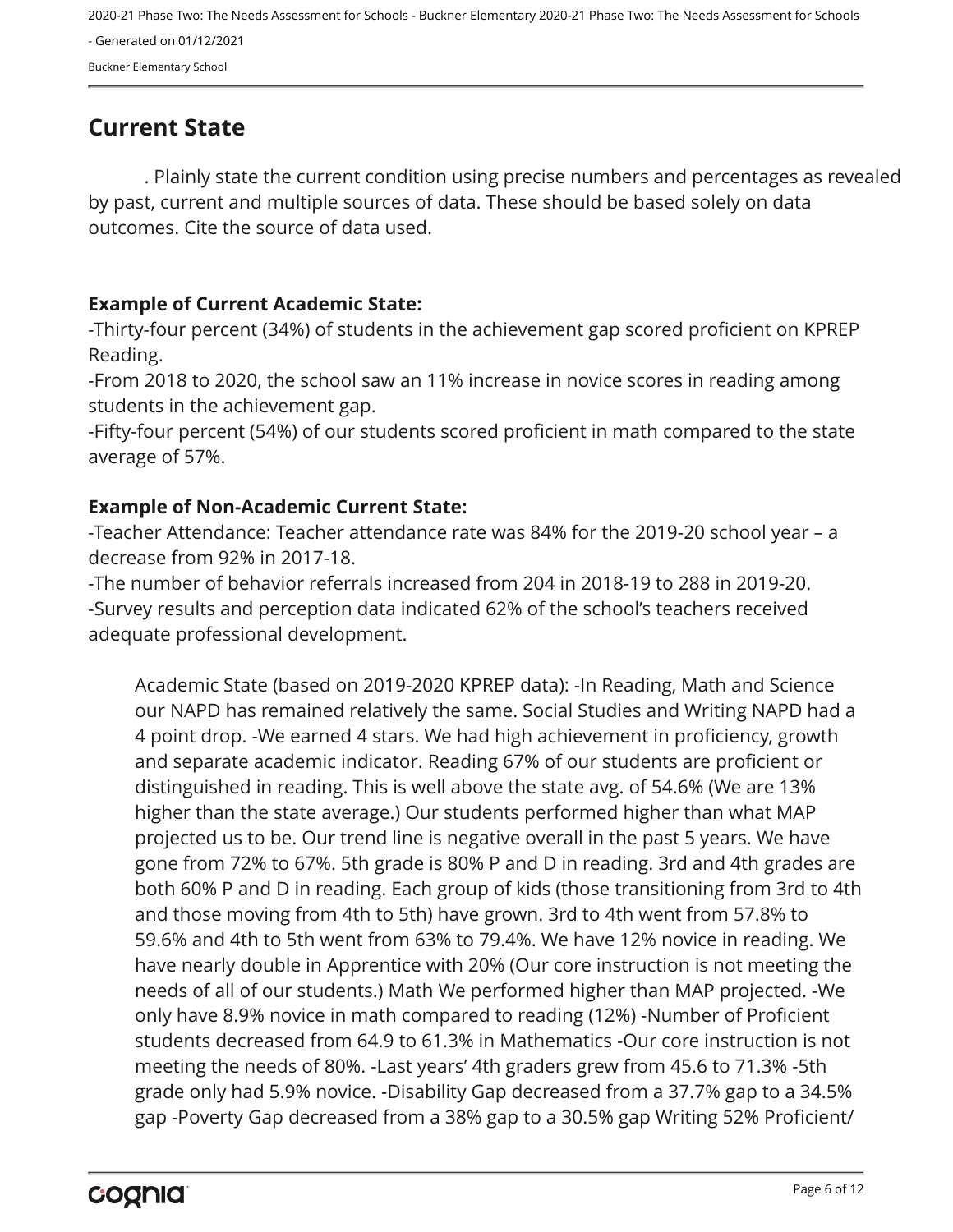## Current State

. Plainly state the current condition using precise numbers and percentages as revealed by past, current and multiple sources of data. These should be based solely on data outcomes. Cite the source of data used.

**Example of Current Academic State:**

-Thirty-four percent (34%) of students in the achievement gap scored proficient on KPREP Reading.
-From 2018 to 2020, the school saw an 11% increase in novice scores in reading among students in the achievement gap.
-Fifty-four percent (54%) of our students scored proficient in math compared to the state average of 57%.

**Example of Non-Academic Current State:**

-Teacher Attendance: Teacher attendance rate was 84% for the 2019-20 school year – a decrease from 92% in 2017-18.
-The number of behavior referrals increased from 204 in 2018-19 to 288 in 2019-20.
-Survey results and perception data indicated 62% of the school's teachers received adequate professional development.

Academic State (based on 2019-2020 KPREP data): -In Reading, Math and Science our NAPD has remained relatively the same. Social Studies and Writing NAPD had a 4 point drop. -We earned 4 stars. We had high achievement in proficiency, growth and separate academic indicator. Reading 67% of our students are proficient or distinguished in reading. This is well above the state avg. of 54.6% (We are 13% higher than the state average.) Our students performed higher than what MAP projected us to be. Our trend line is negative overall in the past 5 years. We have gone from 72% to 67%. 5th grade is 80% P and D in reading. 3rd and 4th grades are both 60% P and D in reading. Each group of kids (those transitioning from 3rd to 4th and those moving from 4th to 5th) have grown. 3rd to 4th went from 57.8% to 59.6% and 4th to 5th went from 63% to 79.4%. We have 12% novice in reading. We have nearly double in Apprentice with 20% (Our core instruction is not meeting the needs of all of our students.) Math We performed higher than MAP projected. -We only have 8.9% novice in math compared to reading (12%) -Number of Proficient students decreased from 64.9 to 61.3% in Mathematics -Our core instruction is not meeting the needs of 80%. -Last years' 4th graders grew from 45.6 to 71.3% -5th grade only had 5.9% novice. -Disability Gap decreased from a 37.7% gap to a 34.5% gap -Poverty Gap decreased from a 38% gap to a 30.5% gap Writing 52% Proficient/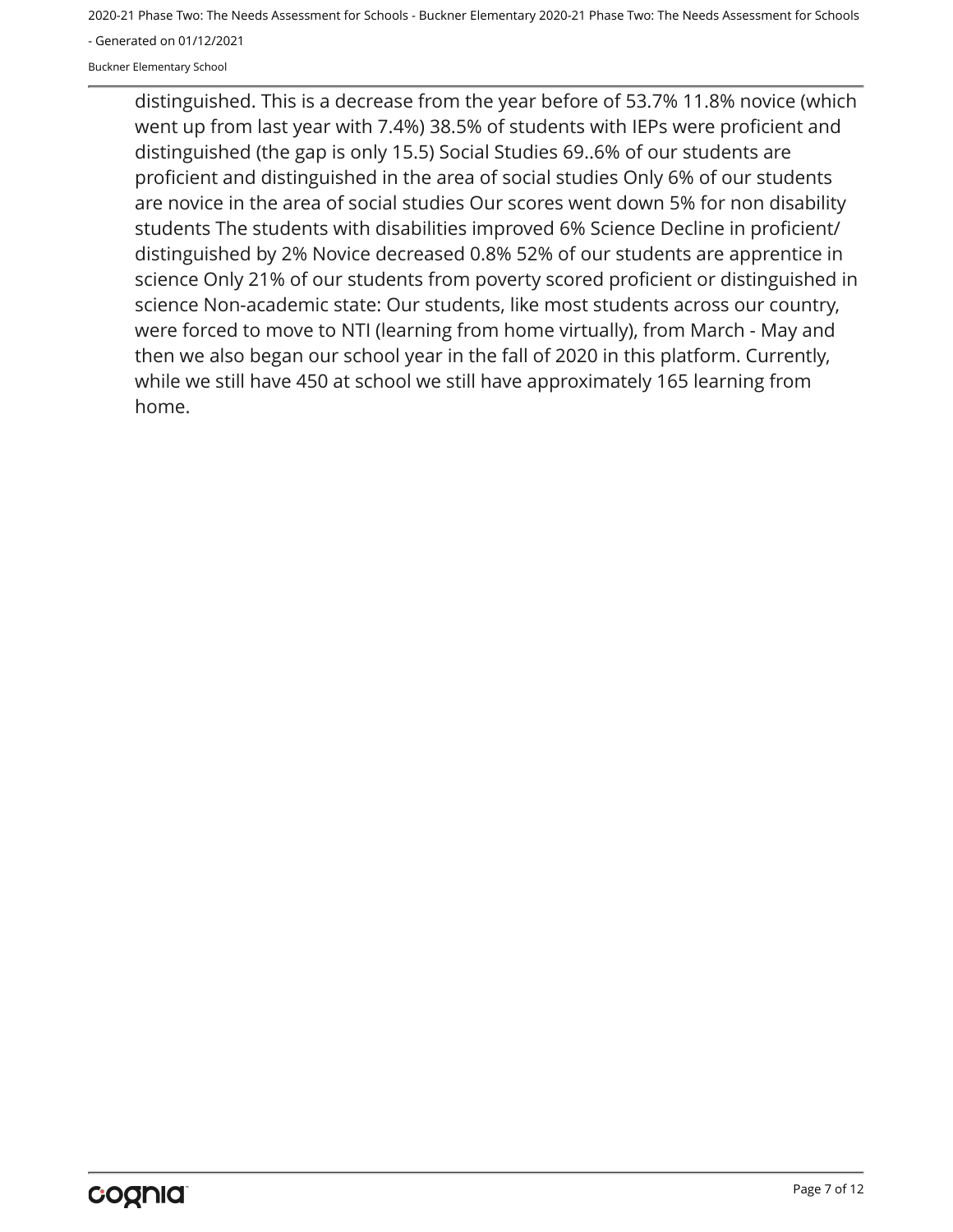distinguished. This is a decrease from the year before of 53.7% 11.8% novice (which went up from last year with 7.4%) 38.5% of students with IEPs were proficient and distinguished (the gap is only 15.5) Social Studies 69..6% of our students are proficient and distinguished in the area of social studies Only 6% of our students are novice in the area of social studies Our scores went down 5% for non disability students The students with disabilities improved 6% Science Decline in proficient/ distinguished by 2% Novice decreased 0.8% 52% of our students are apprentice in science Only 21% of our students from poverty scored proficient or distinguished in science Non-academic state: Our students, like most students across our country, were forced to move to NTI (learning from home virtually), from March - May and then we also began our school year in the fall of 2020 in this platform. Currently, while we still have 450 at school we still have approximately 165 learning from home.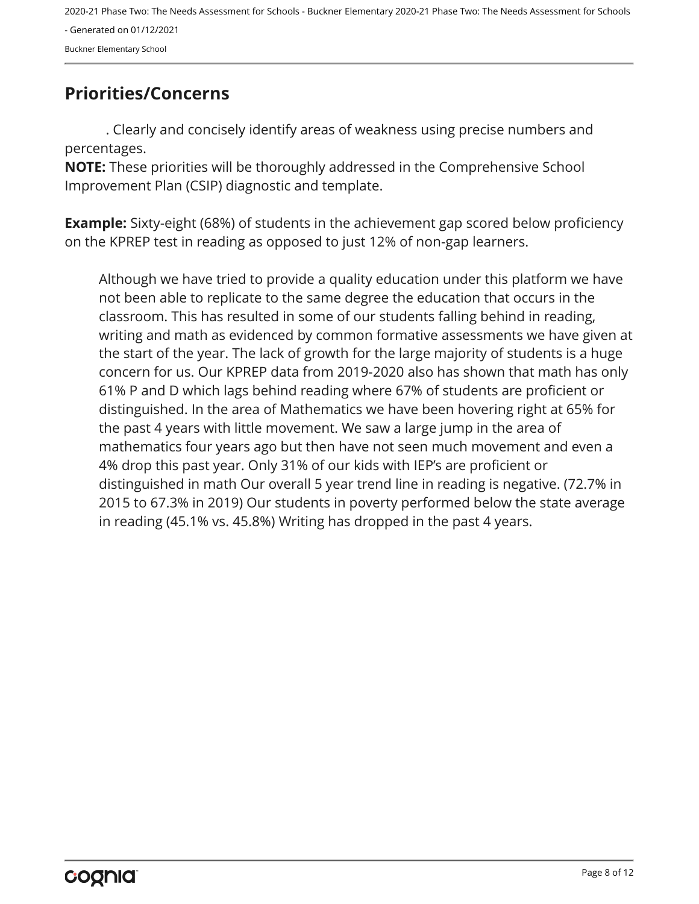## Priorities/Concerns

. Clearly and concisely identify areas of weakness using precise numbers and percentages.

**NOTE:** These priorities will be thoroughly addressed in the Comprehensive School Improvement Plan (CSIP) diagnostic and template.

**Example:** Sixty-eight (68%) of students in the achievement gap scored below proficiency on the KPREP test in reading as opposed to just 12% of non-gap learners.

Although we have tried to provide a quality education under this platform we have not been able to replicate to the same degree the education that occurs in the classroom. This has resulted in some of our students falling behind in reading, writing and math as evidenced by common formative assessments we have given at the start of the year. The lack of growth for the large majority of students is a huge concern for us. Our KPREP data from 2019-2020 also has shown that math has only 61% P and D which lags behind reading where 67% of students are proficient or distinguished. In the area of Mathematics we have been hovering right at 65% for the past 4 years with little movement. We saw a large jump in the area of mathematics four years ago but then have not seen much movement and even a 4% drop this past year. Only 31% of our kids with IEP's are proficient or distinguished in math Our overall 5 year trend line in reading is negative. (72.7% in 2015 to 67.3% in 2019) Our students in poverty performed below the state average in reading (45.1% vs. 45.8%) Writing has dropped in the past 4 years.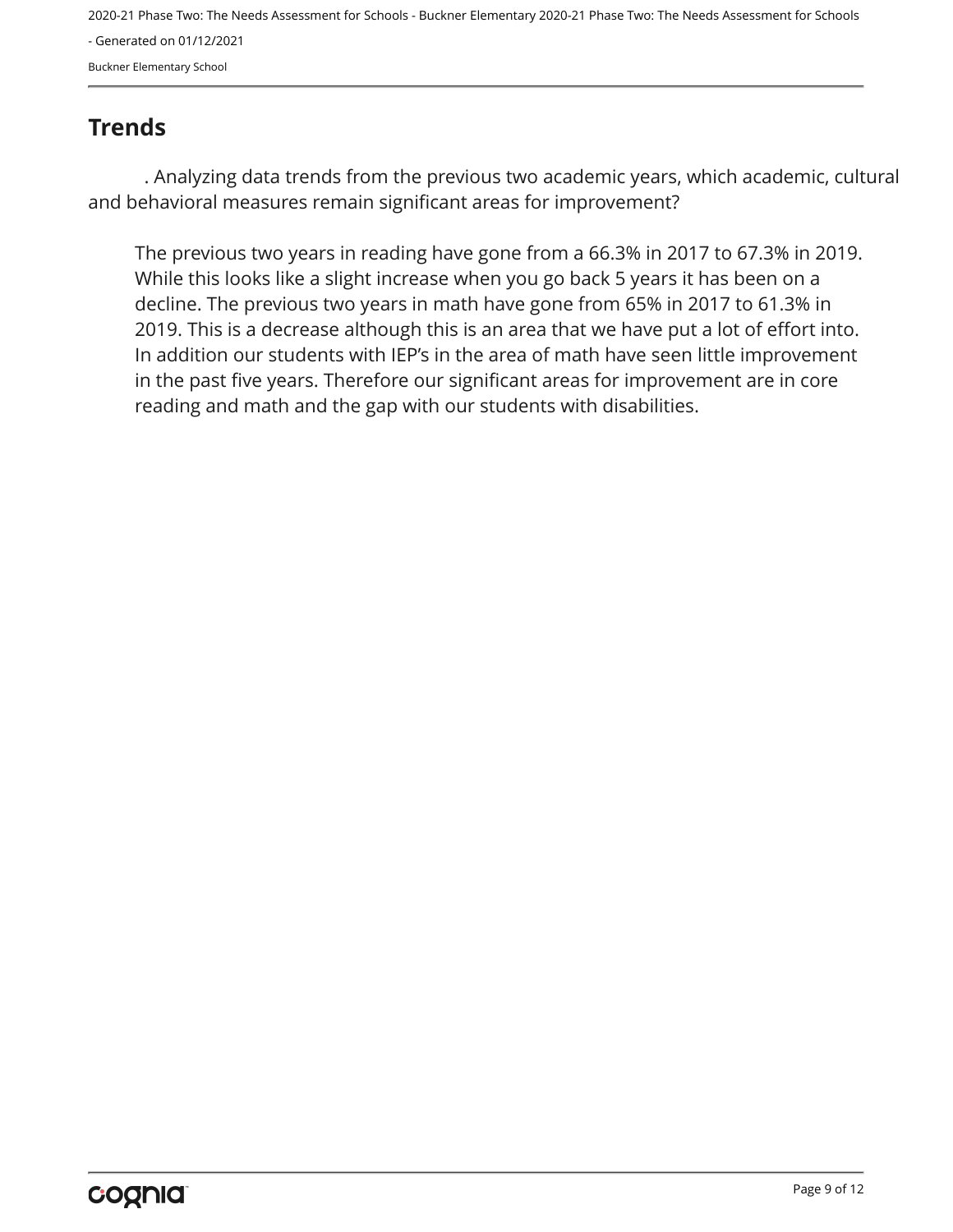# Trends

. Analyzing data trends from the previous two academic years, which academic, cultural and behavioral measures remain significant areas for improvement?

The previous two years in reading have gone from a 66.3% in 2017 to 67.3% in 2019. While this looks like a slight increase when you go back 5 years it has been on a decline. The previous two years in math have gone from 65% in 2017 to 61.3% in 2019. This is a decrease although this is an area that we have put a lot of effort into. In addition our students with IEP's in the area of math have seen little improvement in the past five years. Therefore our significant areas for improvement are in core reading and math and the gap with our students with disabilities.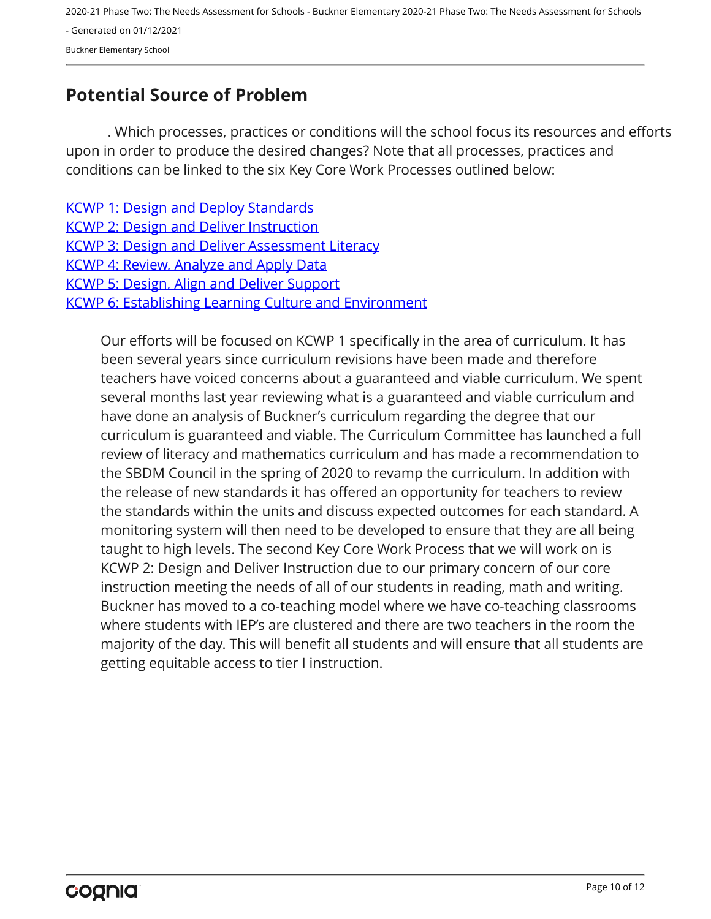## Potential Source of Problem

. Which processes, practices or conditions will the school focus its resources and efforts upon in order to produce the desired changes? Note that all processes, practices and conditions can be linked to the six Key Core Work Processes outlined below:

KCWP 1: Design and Deploy Standards
KCWP 2: Design and Deliver Instruction
KCWP 3: Design and Deliver Assessment Literacy
KCWP 4: Review, Analyze and Apply Data
KCWP 5: Design, Align and Deliver Support
KCWP 6: Establishing Learning Culture and Environment

Our efforts will be focused on KCWP 1 specifically in the area of curriculum. It has been several years since curriculum revisions have been made and therefore teachers have voiced concerns about a guaranteed and viable curriculum. We spent several months last year reviewing what is a guaranteed and viable curriculum and have done an analysis of Buckner's curriculum regarding the degree that our curriculum is guaranteed and viable. The Curriculum Committee has launched a full review of literacy and mathematics curriculum and has made a recommendation to the SBDM Council in the spring of 2020 to revamp the curriculum. In addition with the release of new standards it has offered an opportunity for teachers to review the standards within the units and discuss expected outcomes for each standard. A monitoring system will then need to be developed to ensure that they are all being taught to high levels. The second Key Core Work Process that we will work on is KCWP 2: Design and Deliver Instruction due to our primary concern of our core instruction meeting the needs of all of our students in reading, math and writing. Buckner has moved to a co-teaching model where we have co-teaching classrooms where students with IEP's are clustered and there are two teachers in the room the majority of the day. This will benefit all students and will ensure that all students are getting equitable access to tier I instruction.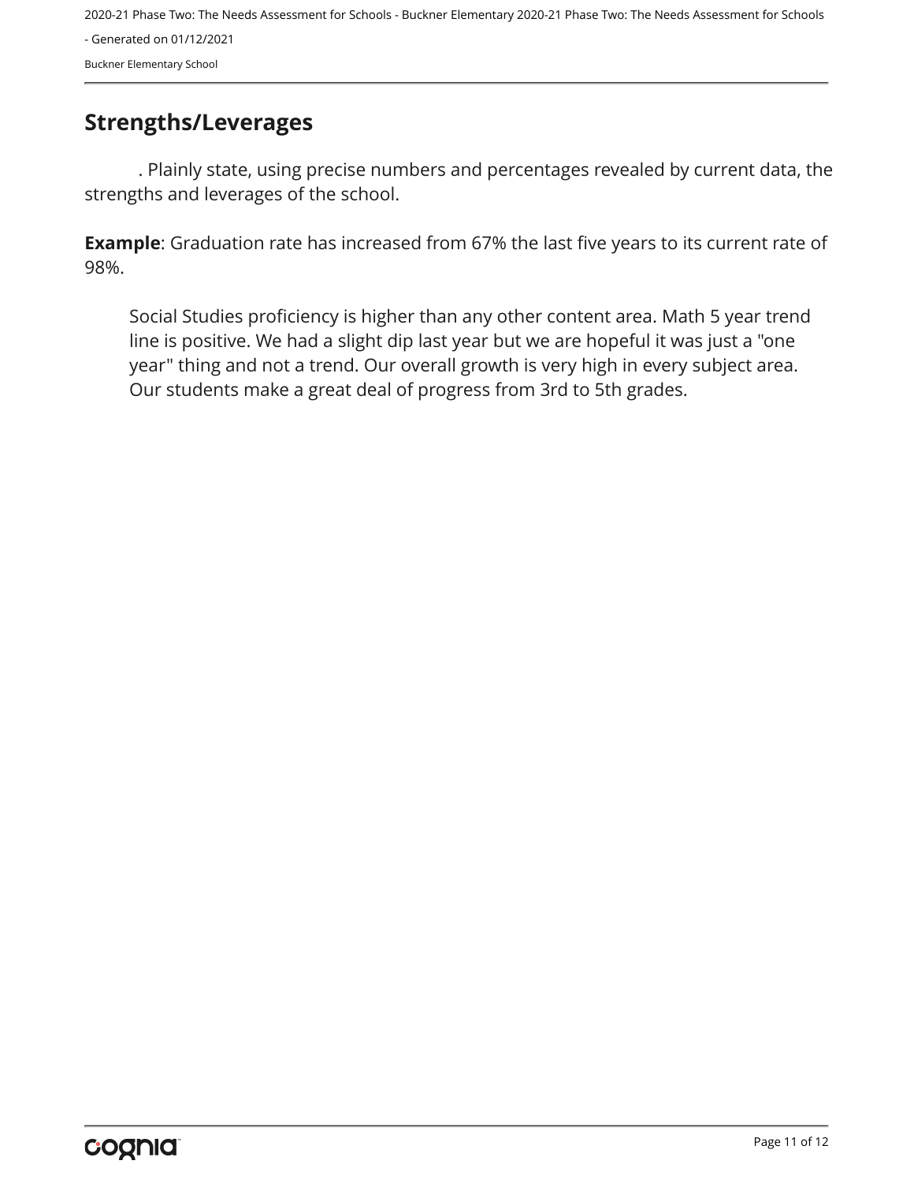## Strengths/Leverages

. Plainly state, using precise numbers and percentages revealed by current data, the strengths and leverages of the school.

**Example**: Graduation rate has increased from 67% the last five years to its current rate of 98%.

Social Studies proficiency is higher than any other content area. Math 5 year trend line is positive. We had a slight dip last year but we are hopeful it was just a "one year" thing and not a trend. Our overall growth is very high in every subject area. Our students make a great deal of progress from 3rd to 5th grades.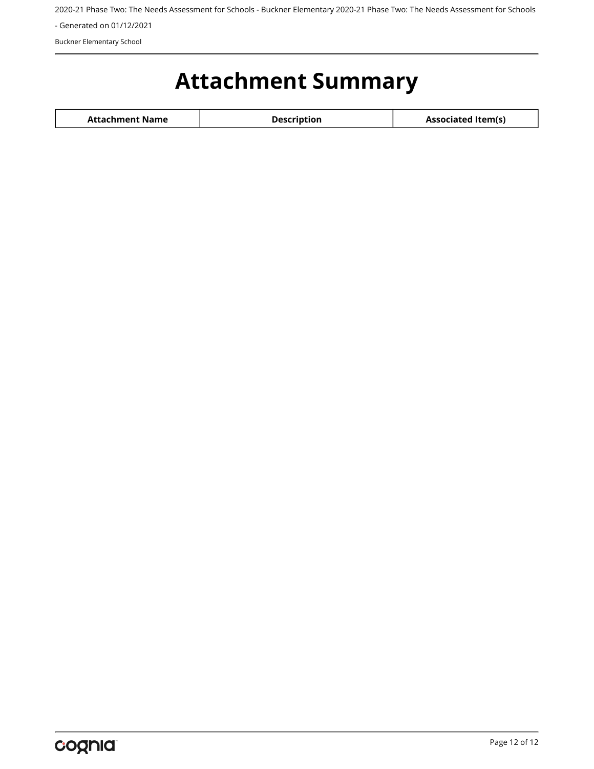# Attachment Summary

| Attachment Name | Description | Associated Item(s) |
| --- | --- | --- |